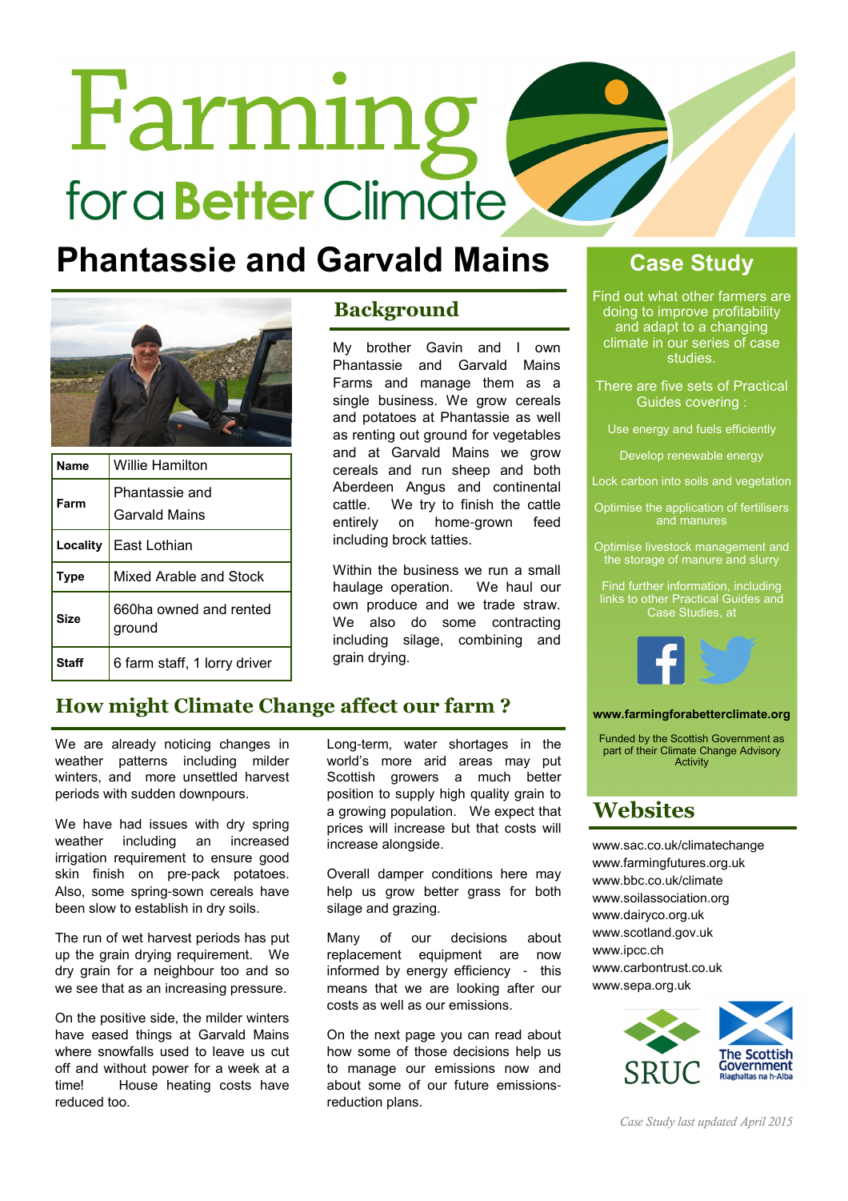# Farming for a Better Climate

# Phantassie and Garvald Mains

| Name | Willie Hamilton |
|---|---|
| Farm | Phantassie and Garvald Mains |
| Locality | East Lothian |
| Type | Mixed Arable and Stock |
| Size | 660ha owned and rented ground |
| Staff | 6 farm staff, 1 lorry driver |

## Background

My brother Gavin and I own Phantassie and Garvald Mains Farms and manage them as a single business. We grow cereals and potatoes at Phantassie as well as renting out ground for vegetables and at Garvald Mains we grow cereals and run sheep and both Aberdeen Angus and continental cattle. We try to finish the cattle entirely on home-grown feed including brock tatties.

Within the business we run a small haulage operation. We haul our own produce and we trade straw. We also do some contracting including silage, combining and grain drying.

## How might Climate Change affect our farm ?

We are already noticing changes in weather patterns including milder winters, and more unsettled harvest periods with sudden downpours.

We have had issues with dry spring weather including an increased irrigation requirement to ensure good skin finish on pre-pack potatoes. Also, some spring-sown cereals have been slow to establish in dry soils.

The run of wet harvest periods has put up the grain drying requirement. We dry grain for a neighbour too and so we see that as an increasing pressure.

On the positive side, the milder winters have eased things at Garvald Mains where snowfalls used to leave us cut off and without power for a week at a time! House heating costs have reduced too.

Long-term, water shortages in the world's more arid areas may put Scottish growers a much better position to supply high quality grain to a growing population. We expect that prices will increase but that costs will increase alongside.

Overall damper conditions here may help us grow better grass for both silage and grazing.

Many of our decisions about replacement equipment are now informed by energy efficiency - this means that we are looking after our costs as well as our emissions.

On the next page you can read about how some of those decisions help us to manage our emissions now and about some of our future emissions-reduction plans.

## Case Study

Find out what other farmers are doing to improve profitability and adapt to a changing climate in our series of case studies.

There are five sets of Practical Guides covering :

- Use energy and fuels efficiently
- Develop renewable energy
- Lock carbon into soils and vegetation
- Optimise the application of fertilisers and manures
- Optimise livestock management and the storage of manure and slurry

Find further information, including links to other Practical Guides and Case Studies, at

**www.farmingforabetterclimate.org**

Funded by the Scottish Government as part of their Climate Change Advisory Activity

## Websites

www.sac.co.uk/climatechange
www.farmingfutures.org.uk
www.bbc.co.uk/climate
www.soilassociation.org
www.dairyco.org.uk
www.scotland.gov.uk
www.ipcc.ch
www.carbontrust.co.uk
www.sepa.org.uk

SRUC

The Scottish Government
Riaghaltas na h-Alba

*Case Study last updated April 2015*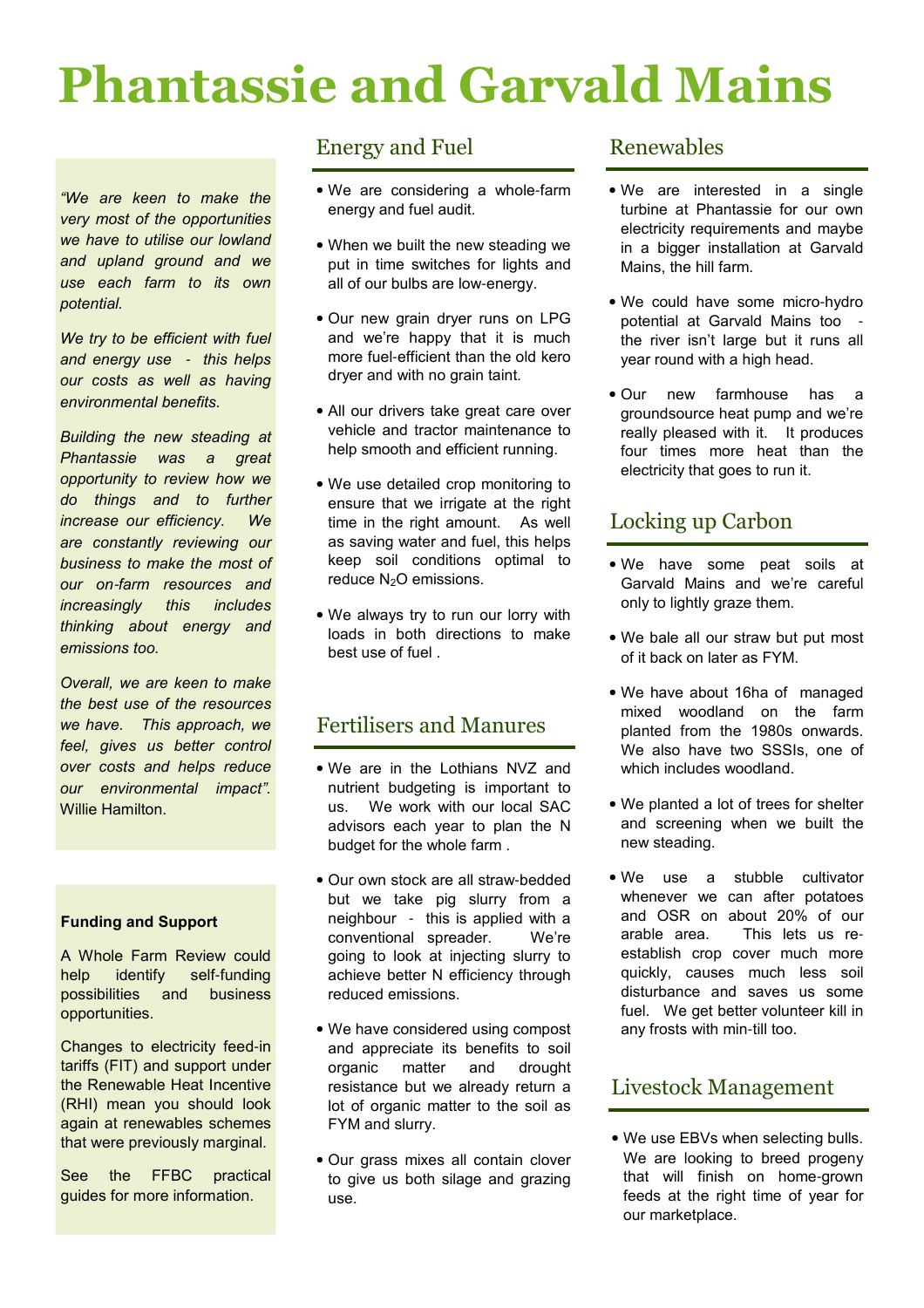# Phantassie and Garvald Mains

*"We are keen to make the very most of the opportunities we have to utilise our lowland and upland ground and we use each farm to its own potential.*

*We try to be efficient with fuel and energy use - this helps our costs as well as having environmental benefits.*

*Building the new steading at Phantassie was a great opportunity to review how we do things and to further increase our efficiency. We are constantly reviewing our business to make the most of our on-farm resources and increasingly this includes thinking about energy and emissions too.*

*Overall, we are keen to make the best use of the resources we have. This approach, we feel, gives us better control over costs and helps reduce our environmental impact".* Willie Hamilton.

**Funding and Support**

A Whole Farm Review could help identify self-funding possibilities and business opportunities.

Changes to electricity feed-in tariffs (FIT) and support under the Renewable Heat Incentive (RHI) mean you should look again at renewables schemes that were previously marginal.

See the FFBC practical guides for more information.

## Energy and Fuel

- We are considering a whole-farm energy and fuel audit.
- When we built the new steading we put in time switches for lights and all of our bulbs are low-energy.
- Our new grain dryer runs on LPG and we're happy that it is much more fuel-efficient than the old kero dryer and with no grain taint.
- All our drivers take great care over vehicle and tractor maintenance to help smooth and efficient running.
- We use detailed crop monitoring to ensure that we irrigate at the right time in the right amount. As well as saving water and fuel, this helps keep soil conditions optimal to reduce $N_2O$ emissions.
- We always try to run our lorry with loads in both directions to make best use of fuel .

## Fertilisers and Manures

- We are in the Lothians NVZ and nutrient budgeting is important to us. We work with our local SAC advisors each year to plan the N budget for the whole farm .
- Our own stock are all straw-bedded but we take pig slurry from a neighbour - this is applied with a conventional spreader. We're going to look at injecting slurry to achieve better N efficiency through reduced emissions.
- We have considered using compost and appreciate its benefits to soil organic matter and drought resistance but we already return a lot of organic matter to the soil as FYM and slurry.
- Our grass mixes all contain clover to give us both silage and grazing use.

## Renewables

- We are interested in a single turbine at Phantassie for our own electricity requirements and maybe in a bigger installation at Garvald Mains, the hill farm.
- We could have some micro-hydro potential at Garvald Mains too - the river isn't large but it runs all year round with a high head.
- Our new farmhouse has a groundsource heat pump and we're really pleased with it. It produces four times more heat than the electricity that goes to run it.

## Locking up Carbon

- We have some peat soils at Garvald Mains and we're careful only to lightly graze them.
- We bale all our straw but put most of it back on later as FYM.
- We have about 16ha of managed mixed woodland on the farm planted from the 1980s onwards. We also have two SSSIs, one of which includes woodland.
- We planted a lot of trees for shelter and screening when we built the new steading.
- We use a stubble cultivator whenever we can after potatoes and OSR on about 20% of our arable area. This lets us re-establish crop cover much more quickly, causes much less soil disturbance and saves us some fuel. We get better volunteer kill in any frosts with min-till too.

## Livestock Management

- We use EBVs when selecting bulls. We are looking to breed progeny that will finish on home-grown feeds at the right time of year for our marketplace.